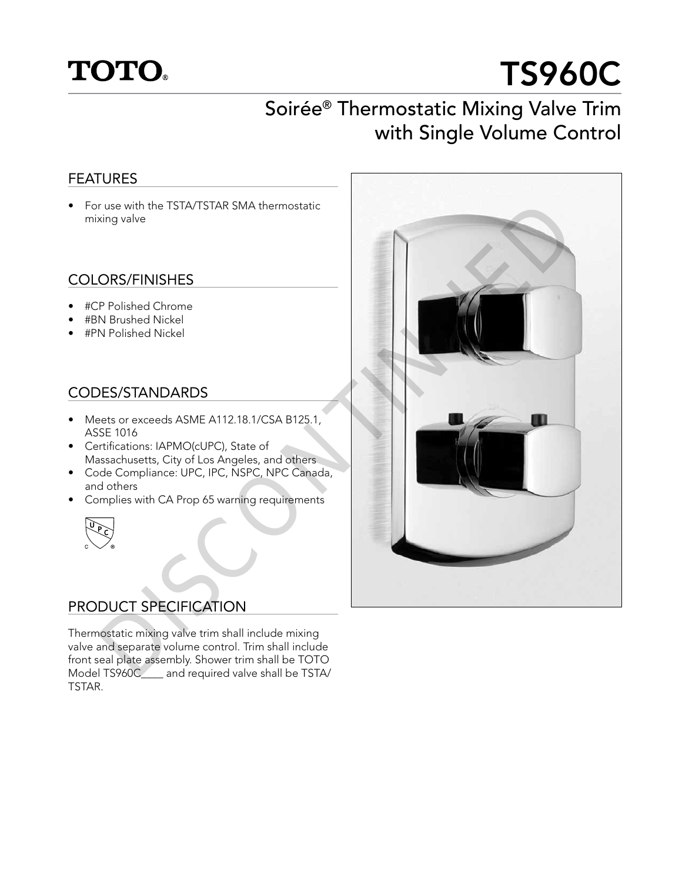TOTO®

# TS960C

## Soirée® Thermostatic Mixing Valve Trim with Single Volume Control

### FEATURES

- For use with the TSTA/TSTAR SMA thermostatic mixing valve

### COLORS/FINISHES

- #CP Polished Chrome
- #BN Brushed Nickel
- #PN Polished Nickel

### CODES/STANDARDS

- Meets or exceeds ASME A112.18.1/CSA B125.1, ASSE 1016
- Certifications: IAPMO(cUPC), State of Massachusetts, City of Los Angeles, and others
- Code Compliance: UPC, IPC, NSPC, NPC Canada, and others
- Complies with CA Prop 65 warning requirements

### PRODUCT SPECIFICATION

Thermostatic mixing valve trim shall include mixing valve and separate volume control. Trim shall include front seal plate assembly. Shower trim shall be TOTO Model TS960C____ and required valve shall be TSTA/TSTAR.

DISCONTINUED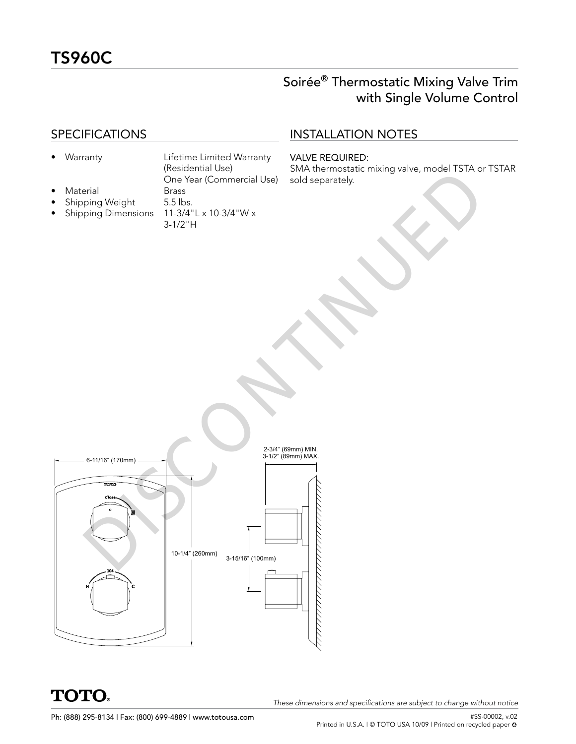# TS960C

## Soirée® Thermostatic Mixing Valve Trim with Single Volume Control

## SPECIFICATIONS

- Warranty: Lifetime Limited Warranty (Residential Use) One Year (Commercial Use)
- Material: Brass
- Shipping Weight: 5.5 lbs.
- Shipping Dimensions: 11-3/4"L x 10-3/4"W x 3-1/2"H

## INSTALLATION NOTES

VALVE REQUIRED:
SMA thermostatic mixing valve, model TSTA or TSTAR sold separately.

DISCONTINUED

6-11/16" (170mm)

10-1/4" (260mm)

3-15/16" (100mm)

2-3/4" (69mm) MIN.
3-1/2" (89mm) MAX.

TOTO

Close

104

H

C

*These dimensions and specifications are subject to change without notice*

Ph: (888) 295-8134 | Fax: (800) 699-4889 | www.totousa.com

#SS-00002, v.02
Printed in U.S.A. | © TOTO USA 10/09 | Printed on recycled paper ♻